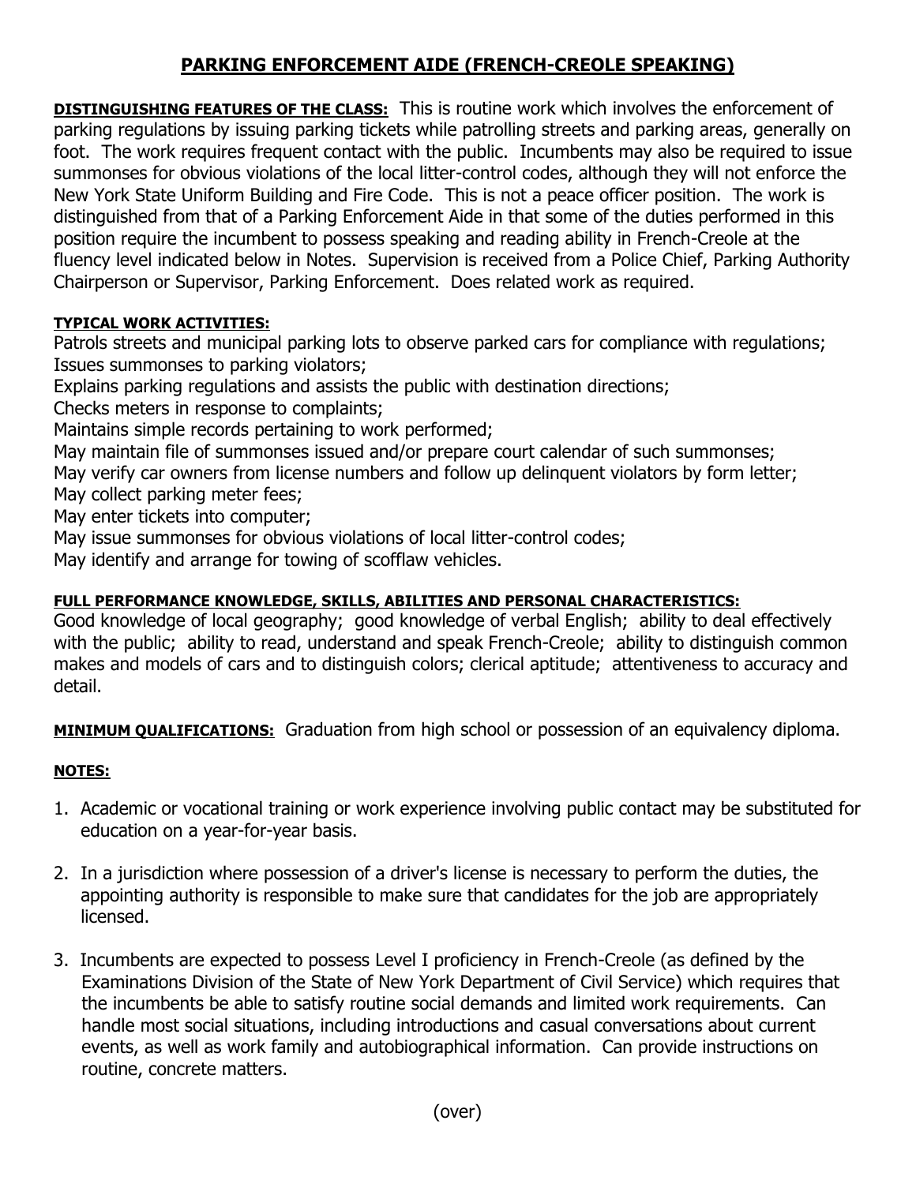# PARKING ENFORCEMENT AIDE (FRENCH-CREOLE SPEAKING)

**DISTINGUISHING FEATURES OF THE CLASS:** This is routine work which involves the enforcement of parking regulations by issuing parking tickets while patrolling streets and parking areas, generally on foot. The work requires frequent contact with the public. Incumbents may also be required to issue summonses for obvious violations of the local litter-control codes, although they will not enforce the New York State Uniform Building and Fire Code. This is not a peace officer position. The work is distinguished from that of a Parking Enforcement Aide in that some of the duties performed in this position require the incumbent to possess speaking and reading ability in French-Creole at the fluency level indicated below in Notes. Supervision is received from a Police Chief, Parking Authority Chairperson or Supervisor, Parking Enforcement. Does related work as required.

**TYPICAL WORK ACTIVITIES:**

Patrols streets and municipal parking lots to observe parked cars for compliance with regulations;
Issues summonses to parking violators;
Explains parking regulations and assists the public with destination directions;
Checks meters in response to complaints;
Maintains simple records pertaining to work performed;
May maintain file of summonses issued and/or prepare court calendar of such summonses;
May verify car owners from license numbers and follow up delinquent violators by form letter;
May collect parking meter fees;
May enter tickets into computer;
May issue summonses for obvious violations of local litter-control codes;
May identify and arrange for towing of scofflaw vehicles.

**FULL PERFORMANCE KNOWLEDGE, SKILLS, ABILITIES AND PERSONAL CHARACTERISTICS:**

Good knowledge of local geography; good knowledge of verbal English; ability to deal effectively with the public; ability to read, understand and speak French-Creole; ability to distinguish common makes and models of cars and to distinguish colors; clerical aptitude; attentiveness to accuracy and detail.

**MINIMUM QUALIFICATIONS:** Graduation from high school or possession of an equivalency diploma.

**NOTES:**

1. Academic or vocational training or work experience involving public contact may be substituted for education on a year-for-year basis.

2. In a jurisdiction where possession of a driver's license is necessary to perform the duties, the appointing authority is responsible to make sure that candidates for the job are appropriately licensed.

3. Incumbents are expected to possess Level I proficiency in French-Creole (as defined by the Examinations Division of the State of New York Department of Civil Service) which requires that the incumbents be able to satisfy routine social demands and limited work requirements. Can handle most social situations, including introductions and casual conversations about current events, as well as work family and autobiographical information. Can provide instructions on routine, concrete matters.

(over)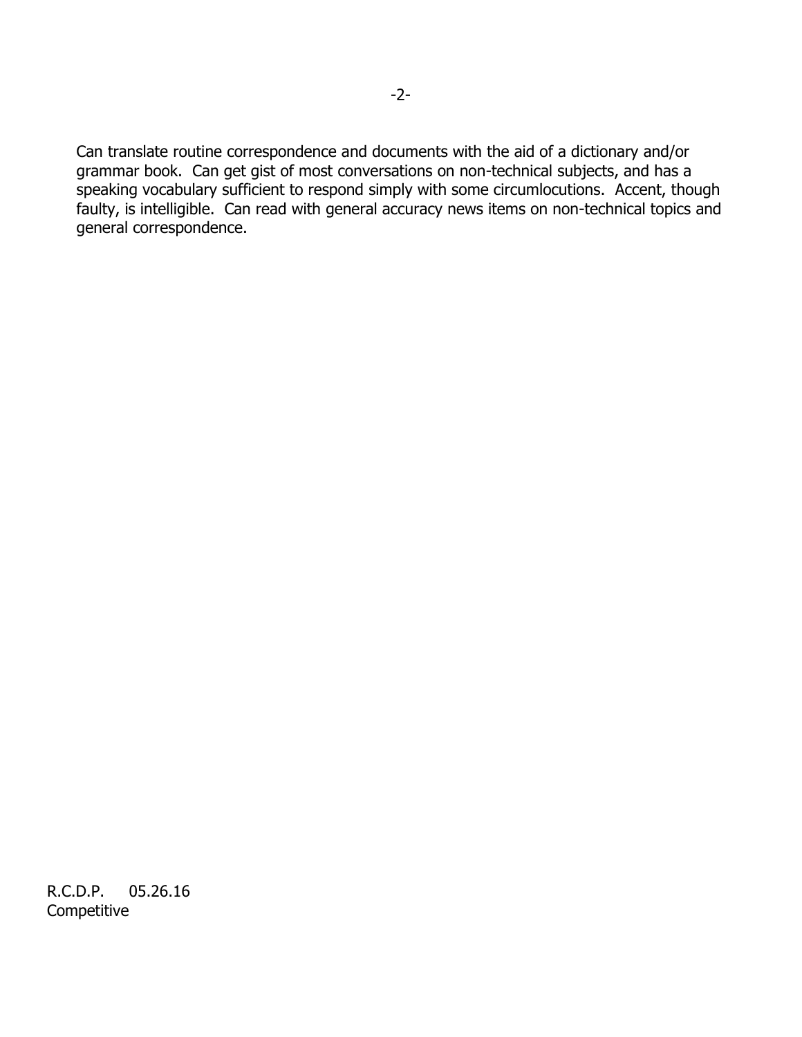Can translate routine correspondence and documents with the aid of a dictionary and/or grammar book. Can get gist of most conversations on non-technical subjects, and has a speaking vocabulary sufficient to respond simply with some circumlocutions. Accent, though faulty, is intelligible. Can read with general accuracy news items on non-technical topics and general correspondence.

R.C.D.P. 05.26.16
Competitive